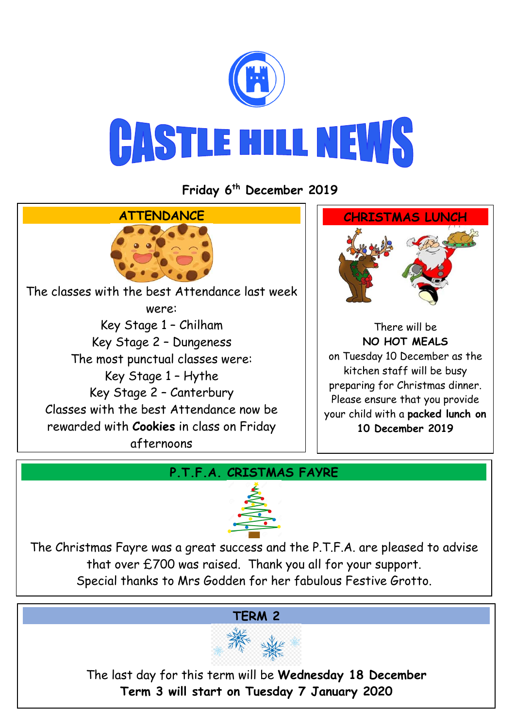# CASTLE HILL NEWS

**Friday 6th December 2019**

## ATTENDANCE

The classes with the best Attendance last week were:

Key Stage 1 – Chilham
Key Stage 2 – Dungeness

The most punctual classes were:

Key Stage 1 – Hythe
Key Stage 2 – Canterbury

Classes with the best Attendance now be rewarded with **Cookies** in class on Friday afternoons

## CHRISTMAS LUNCH

There will be
**NO HOT MEALS**
on Tuesday 10 December as the kitchen staff will be busy preparing for Christmas dinner. Please ensure that you provide your child with a **packed lunch on 10 December 2019**

## P.T.F.A. CRISTMAS FAYRE

The Christmas Fayre was a great success and the P.T.F.A. are pleased to advise that over £700 was raised. Thank you all for your support.
Special thanks to Mrs Godden for her fabulous Festive Grotto.

## TERM 2

The last day for this term will be **Wednesday 18 December**
**Term 3 will start on Tuesday 7 January 2020**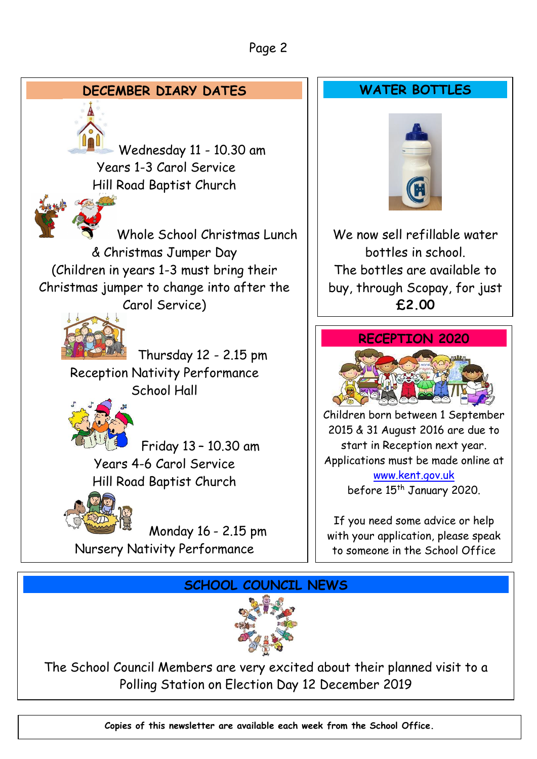## DECEMBER DIARY DATES

Wednesday 11 - 10.30 am
Years 1-3 Carol Service
Hill Road Baptist Church

Whole School Christmas Lunch & Christmas Jumper Day
(Children in years 1-3 must bring their Christmas jumper to change into after the Carol Service)

Thursday 12 - 2.15 pm
Reception Nativity Performance
School Hall

Friday 13 – 10.30 am
Years 4-6 Carol Service
Hill Road Baptist Church

Monday 16 - 2.15 pm
Nursery Nativity Performance

## WATER BOTTLES

We now sell refillable water bottles in school.
The bottles are available to buy, through Scopay, for just **£2.00**

## RECEPTION 2020

Children born between 1 September 2015 & 31 August 2016 are due to start in Reception next year. Applications must be made online at www.kent.gov.uk before 15th January 2020.

If you need some advice or help with your application, please speak to someone in the School Office

## SCHOOL COUNCIL NEWS

The School Council Members are very excited about their planned visit to a Polling Station on Election Day 12 December 2019

**Copies of this newsletter are available each week from the School Office.**